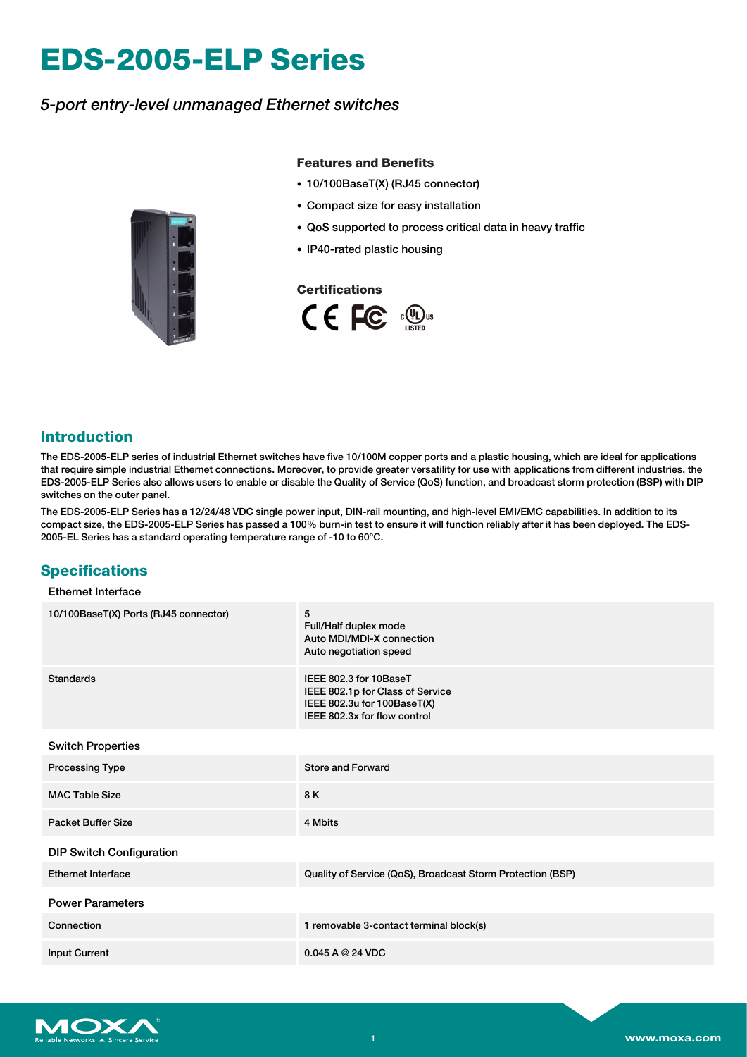# EDS-2005-ELP Series

*5-port entry-level unmanaged Ethernet switches*

### Features and Benefits

- 10/100BaseT(X) (RJ45 connector)
- Compact size for easy installation
- QoS supported to process critical data in heavy traffic
- IP40-rated plastic housing

### Certifications

## Introduction

The EDS-2005-ELP series of industrial Ethernet switches have five 10/100M copper ports and a plastic housing, which are ideal for applications that require simple industrial Ethernet connections. Moreover, to provide greater versatility for use with applications from different industries, the EDS-2005-ELP Series also allows users to enable or disable the Quality of Service (QoS) function, and broadcast storm protection (BSP) with DIP switches on the outer panel.

The EDS-2005-ELP Series has a 12/24/48 VDC single power input, DIN-rail mounting, and high-level EMI/EMC capabilities. In addition to its compact size, the EDS-2005-ELP Series has passed a 100% burn-in test to ensure it will function reliably after it has been deployed. The EDS-2005-EL Series has a standard operating temperature range of -10 to 60°C.

## Specifications

### Ethernet Interface

| | |
|---|---|
| 10/100BaseT(X) Ports (RJ45 connector) | 5<br>Full/Half duplex mode<br>Auto MDI/MDI-X connection<br>Auto negotiation speed |
| Standards | IEEE 802.3 for 10BaseT<br>IEEE 802.1p for Class of Service<br>IEEE 802.3u for 100BaseT(X)<br>IEEE 802.3x for flow control |

### Switch Properties

| | |
|---|---|
| Processing Type | Store and Forward |
| MAC Table Size | 8 K |
| Packet Buffer Size | 4 Mbits |

### DIP Switch Configuration

| | |
|---|---|
| Ethernet Interface | Quality of Service (QoS), Broadcast Storm Protection (BSP) |

### Power Parameters

| | |
|---|---|
| Connection | 1 removable 3-contact terminal block(s) |
| Input Current | 0.045 A @ 24 VDC |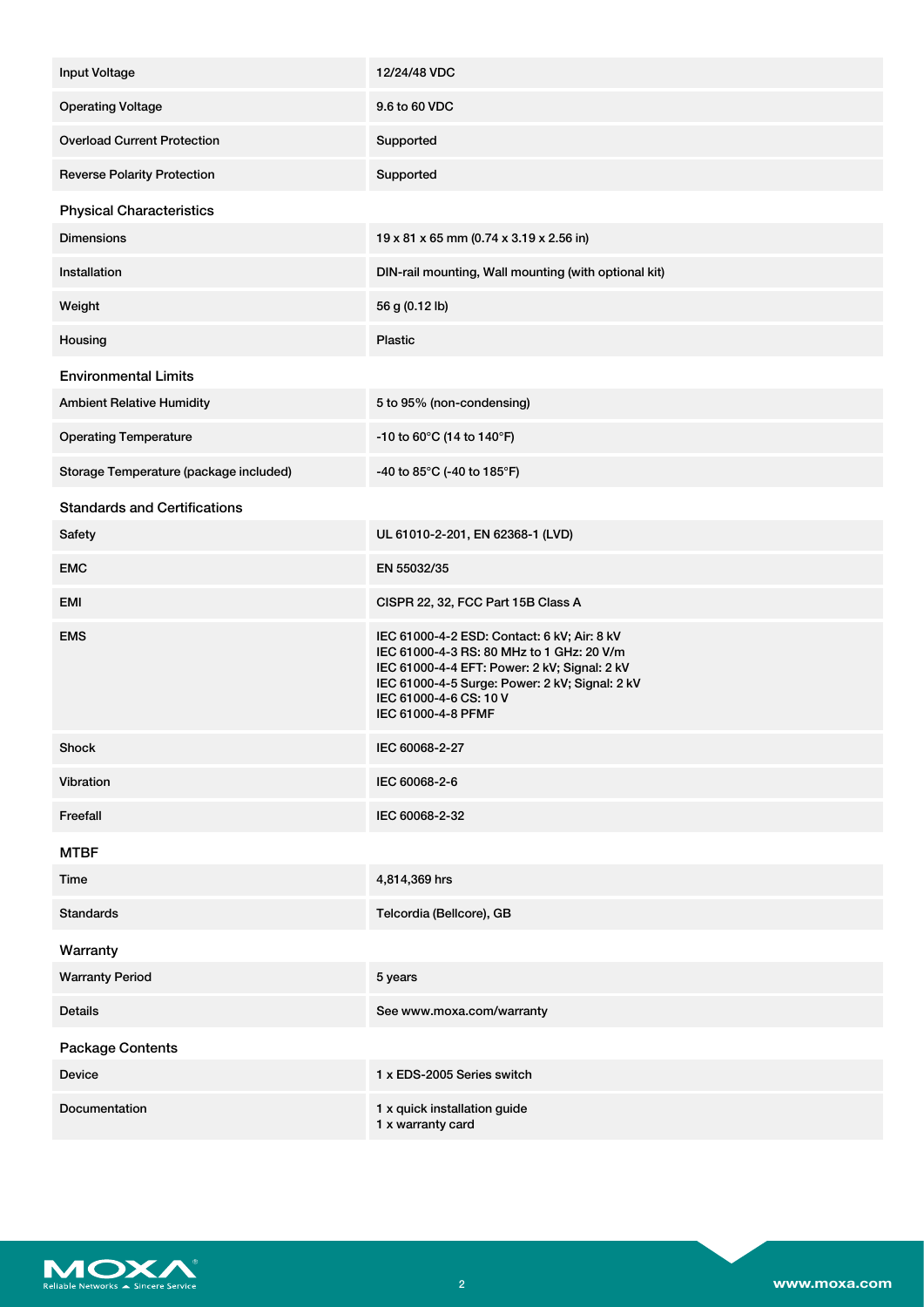| | |
|---|---|
| Input Voltage | 12/24/48 VDC |
| Operating Voltage | 9.6 to 60 VDC |
| Overload Current Protection | Supported |
| Reverse Polarity Protection | Supported |

## Physical Characteristics

| | |
|---|---|
| Dimensions | 19 x 81 x 65 mm (0.74 x 3.19 x 2.56 in) |
| Installation | DIN-rail mounting, Wall mounting (with optional kit) |
| Weight | 56 g (0.12 lb) |
| Housing | Plastic |

## Environmental Limits

| | |
|---|---|
| Ambient Relative Humidity | 5 to 95% (non-condensing) |
| Operating Temperature | -10 to 60°C (14 to 140°F) |
| Storage Temperature (package included) | -40 to 85°C (-40 to 185°F) |

## Standards and Certifications

| | |
|---|---|
| Safety | UL 61010-2-201, EN 62368-1 (LVD) |
| EMC | EN 55032/35 |
| EMI | CISPR 22, 32, FCC Part 15B Class A |
| EMS | IEC 61000-4-2 ESD: Contact: 6 kV; Air: 8 kV<br>IEC 61000-4-3 RS: 80 MHz to 1 GHz: 20 V/m<br>IEC 61000-4-4 EFT: Power: 2 kV; Signal: 2 kV<br>IEC 61000-4-5 Surge: Power: 2 kV; Signal: 2 kV<br>IEC 61000-4-6 CS: 10 V<br>IEC 61000-4-8 PFMF |
| Shock | IEC 60068-2-27 |
| Vibration | IEC 60068-2-6 |
| Freefall | IEC 60068-2-32 |

## MTBF

| | |
|---|---|
| Time | 4,814,369 hrs |
| Standards | Telcordia (Bellcore), GB |

## Warranty

| | |
|---|---|
| Warranty Period | 5 years |
| Details | See www.moxa.com/warranty |

## Package Contents

| | |
|---|---|
| Device | 1 x EDS-2005 Series switch |
| Documentation | 1 x quick installation guide<br>1 x warranty card |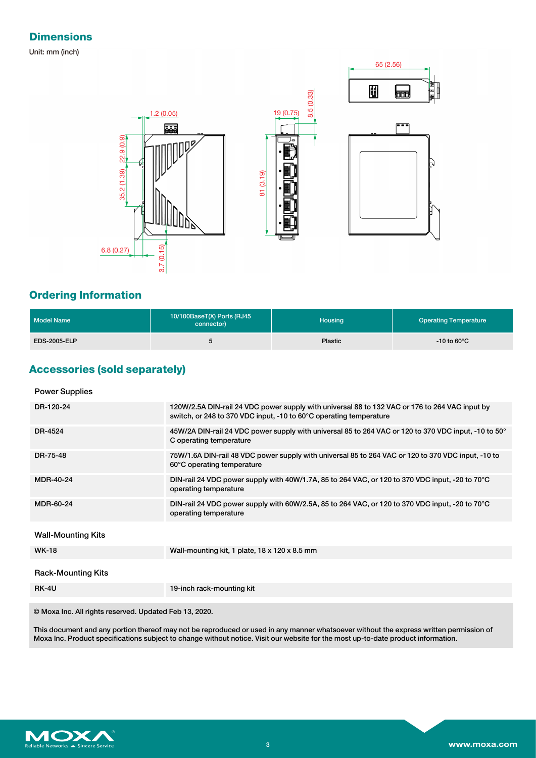## Dimensions

Unit: mm (inch)

65 (2.56)
1.2 (0.05)
19 (0.75)
8.5 (0.33)
22.9 (0.9)
35.2 (1.39)
81 (3.19)
6.8 (0.27)
3.7 (0.15)

## Ordering Information

| Model Name | 10/100BaseT(X) Ports (RJ45 connector) | Housing | Operating Temperature |
|---|---|---|---|
| EDS-2005-ELP | 5 | Plastic | -10 to 60°C |

## Accessories (sold separately)

### Power Supplies

| | |
|---|---|
| DR-120-24 | 120W/2.5A DIN-rail 24 VDC power supply with universal 88 to 132 VAC or 176 to 264 VAC input by switch, or 248 to 370 VDC input, -10 to 60°C operating temperature |
| DR-4524 | 45W/2A DIN-rail 24 VDC power supply with universal 85 to 264 VAC or 120 to 370 VDC input, -10 to 50°C operating temperature |
| DR-75-48 | 75W/1.6A DIN-rail 48 VDC power supply with universal 85 to 264 VAC or 120 to 370 VDC input, -10 to 60°C operating temperature |
| MDR-40-24 | DIN-rail 24 VDC power supply with 40W/1.7A, 85 to 264 VAC, or 120 to 370 VDC input, -20 to 70°C operating temperature |
| MDR-60-24 | DIN-rail 24 VDC power supply with 60W/2.5A, 85 to 264 VAC, or 120 to 370 VDC input, -20 to 70°C operating temperature |

### Wall-Mounting Kits

| | |
|---|---|
| WK-18 | Wall-mounting kit, 1 plate, 18 x 120 x 8.5 mm |

### Rack-Mounting Kits

| | |
|---|---|
| RK-4U | 19-inch rack-mounting kit |

© Moxa Inc. All rights reserved. Updated Feb 13, 2020.

This document and any portion thereof may not be reproduced or used in any manner whatsoever without the express written permission of Moxa Inc. Product specifications subject to change without notice. Visit our website for the most up-to-date product information.